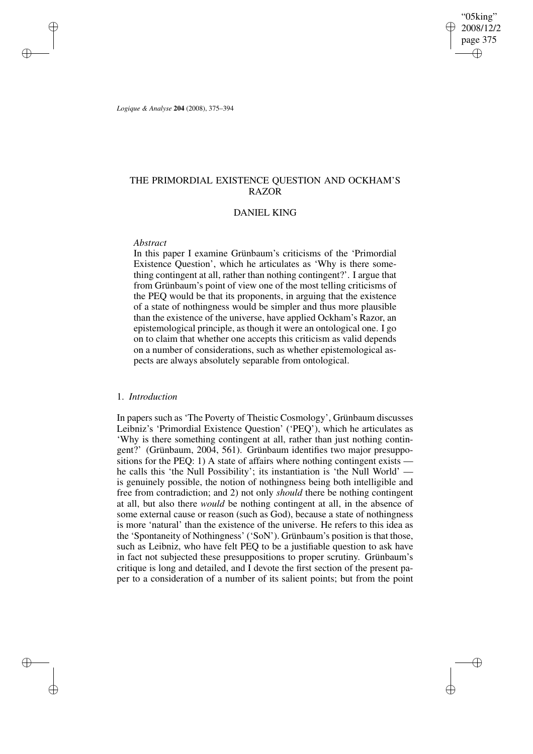# THE PRIMORDIAL EXISTENCE QUESTION AND OCKHAM'S RAZOR

DANIEL KING

*Abstract*

In this paper I examine Grünbaum's criticisms of the 'Primordial Existence Question', which he articulates as 'Why is there something contingent at all, rather than nothing contingent?'. I argue that from Grünbaum's point of view one of the most telling criticisms of the PEQ would be that its proponents, in arguing that the existence of a state of nothingness would be simpler and thus more plausible than the existence of the universe, have applied Ockham's Razor, an epistemological principle, as though it were an ontological one. I go on to claim that whether one accepts this criticism as valid depends on a number of considerations, such as whether epistemological aspects are always absolutely separable from ontological.

## 1. *Introduction*

In papers such as 'The Poverty of Theistic Cosmology', Grünbaum discusses Leibniz's 'Primordial Existence Question' ('PEQ'), which he articulates as 'Why is there something contingent at all, rather than just nothing contingent?' (Grünbaum, 2004, 561). Grünbaum identifies two major presuppositions for the PEQ: 1) A state of affairs where nothing contingent exists — he calls this 'the Null Possibility'; its instantiation is 'the Null World' — is genuinely possible, the notion of nothingness being both intelligible and free from contradiction; and 2) not only *should* there be nothing contingent at all, but also there *would* be nothing contingent at all, in the absence of some external cause or reason (such as God), because a state of nothingness is more 'natural' than the existence of the universe. He refers to this idea as the 'Spontaneity of Nothingness' ('SoN'). Grünbaum's position is that those, such as Leibniz, who have felt PEQ to be a justifiable question to ask have in fact not subjected these presuppositions to proper scrutiny. Grünbaum's critique is long and detailed, and I devote the first section of the present paper to a consideration of a number of its salient points; but from the point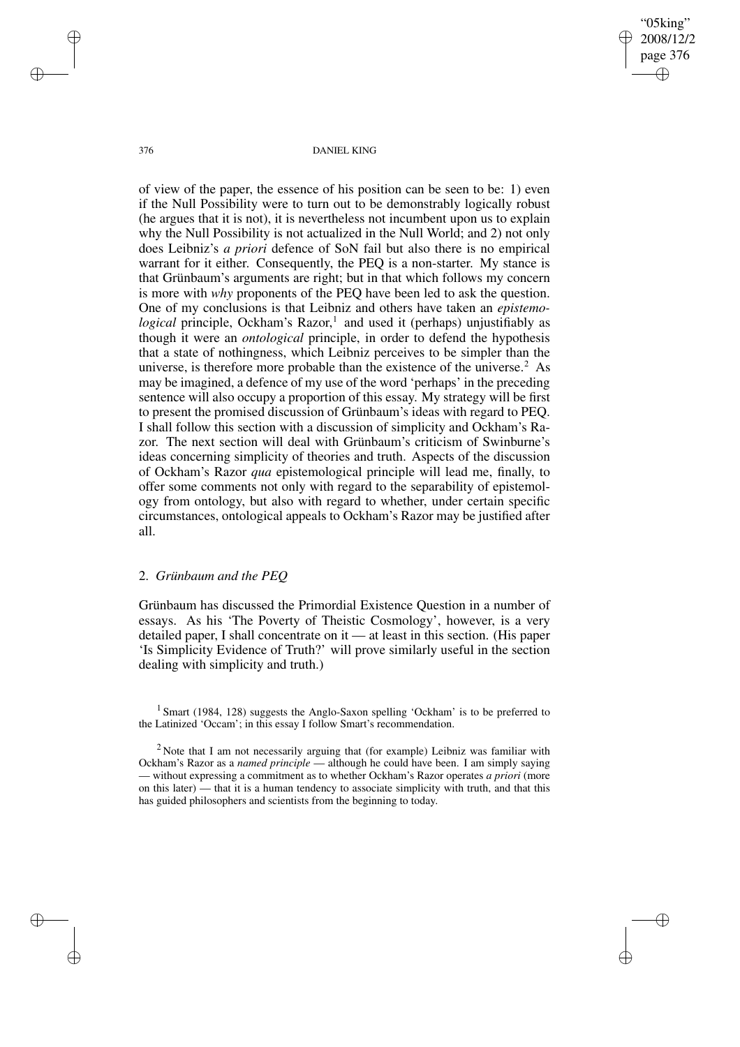of view of the paper, the essence of his position can be seen to be: 1) even if the Null Possibility were to turn out to be demonstrably logically robust (he argues that it is not), it is nevertheless not incumbent upon us to explain why the Null Possibility is not actualized in the Null World; and 2) not only does Leibniz's *a priori* defence of SoN fail but also there is no empirical warrant for it either. Consequently, the PEQ is a non-starter. My stance is that Grünbaum's arguments are right; but in that which follows my concern is more with *why* proponents of the PEQ have been led to ask the question. One of my conclusions is that Leibniz and others have taken an *epistemological* principle, Ockham's Razor,[1] and used it (perhaps) unjustifiably as though it were an *ontological* principle, in order to defend the hypothesis that a state of nothingness, which Leibniz perceives to be simpler than the universe, is therefore more probable than the existence of the universe.[2] As may be imagined, a defence of my use of the word 'perhaps' in the preceding sentence will also occupy a proportion of this essay. My strategy will be first to present the promised discussion of Grünbaum's ideas with regard to PEQ. I shall follow this section with a discussion of simplicity and Ockham's Razor. The next section will deal with Grünbaum's criticism of Swinburne's ideas concerning simplicity of theories and truth. Aspects of the discussion of Ockham's Razor *qua* epistemological principle will lead me, finally, to offer some comments not only with regard to the separability of epistemology from ontology, but also with regard to whether, under certain specific circumstances, ontological appeals to Ockham's Razor may be justified after all.

## 2. *Grünbaum and the PEQ*

Grünbaum has discussed the Primordial Existence Question in a number of essays. As his 'The Poverty of Theistic Cosmology', however, is a very detailed paper, I shall concentrate on it — at least in this section. (His paper 'Is Simplicity Evidence of Truth?' will prove similarly useful in the section dealing with simplicity and truth.)

[1] Smart (1984, 128) suggests the Anglo-Saxon spelling 'Ockham' is to be preferred to the Latinized 'Occam'; in this essay I follow Smart's recommendation.

[2] Note that I am not necessarily arguing that (for example) Leibniz was familiar with Ockham's Razor as a *named principle* — although he could have been. I am simply saying — without expressing a commitment as to whether Ockham's Razor operates *a priori* (more on this later) — that it is a human tendency to associate simplicity with truth, and that this has guided philosophers and scientists from the beginning to today.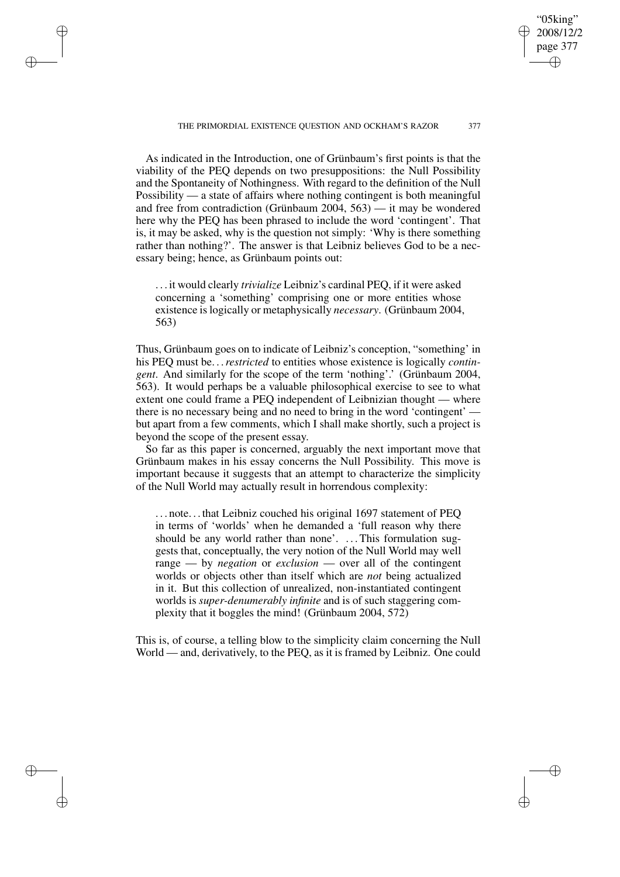As indicated in the Introduction, one of Grünbaum's first points is that the viability of the PEQ depends on two presuppositions: the Null Possibility and the Spontaneity of Nothingness. With regard to the definition of the Null Possibility — a state of affairs where nothing contingent is both meaningful and free from contradiction (Grünbaum 2004, 563) — it may be wondered here why the PEQ has been phrased to include the word 'contingent'. That is, it may be asked, why is the question not simply: 'Why is there something rather than nothing?'. The answer is that Leibniz believes God to be a necessary being; hence, as Grünbaum points out:

> ... it would clearly *trivialize* Leibniz's cardinal PEQ, if it were asked concerning a 'something' comprising one or more entities whose existence is logically or metaphysically *necessary*. (Grünbaum 2004, 563)

Thus, Grünbaum goes on to indicate of Leibniz's conception, "something' in his PEQ must be... *restricted* to entities whose existence is logically *contingent*. And similarly for the scope of the term 'nothing'.' (Grünbaum 2004, 563). It would perhaps be a valuable philosophical exercise to see to what extent one could frame a PEQ independent of Leibnizian thought — where there is no necessary being and no need to bring in the word 'contingent' — but apart from a few comments, which I shall make shortly, such a project is beyond the scope of the present essay.

So far as this paper is concerned, arguably the next important move that Grünbaum makes in his essay concerns the Null Possibility. This move is important because it suggests that an attempt to characterize the simplicity of the Null World may actually result in horrendous complexity:

> ... note... that Leibniz couched his original 1697 statement of PEQ in terms of 'worlds' when he demanded a 'full reason why there should be any world rather than none'. ... This formulation suggests that, conceptually, the very notion of the Null World may well range — by *negation* or *exclusion* — over all of the contingent worlds or objects other than itself which are *not* being actualized in it. But this collection of unrealized, non-instantiated contingent worlds is *super-denumerably infinite* and is of such staggering complexity that it boggles the mind! (Grünbaum 2004, 572)

This is, of course, a telling blow to the simplicity claim concerning the Null World — and, derivatively, to the PEQ, as it is framed by Leibniz. One could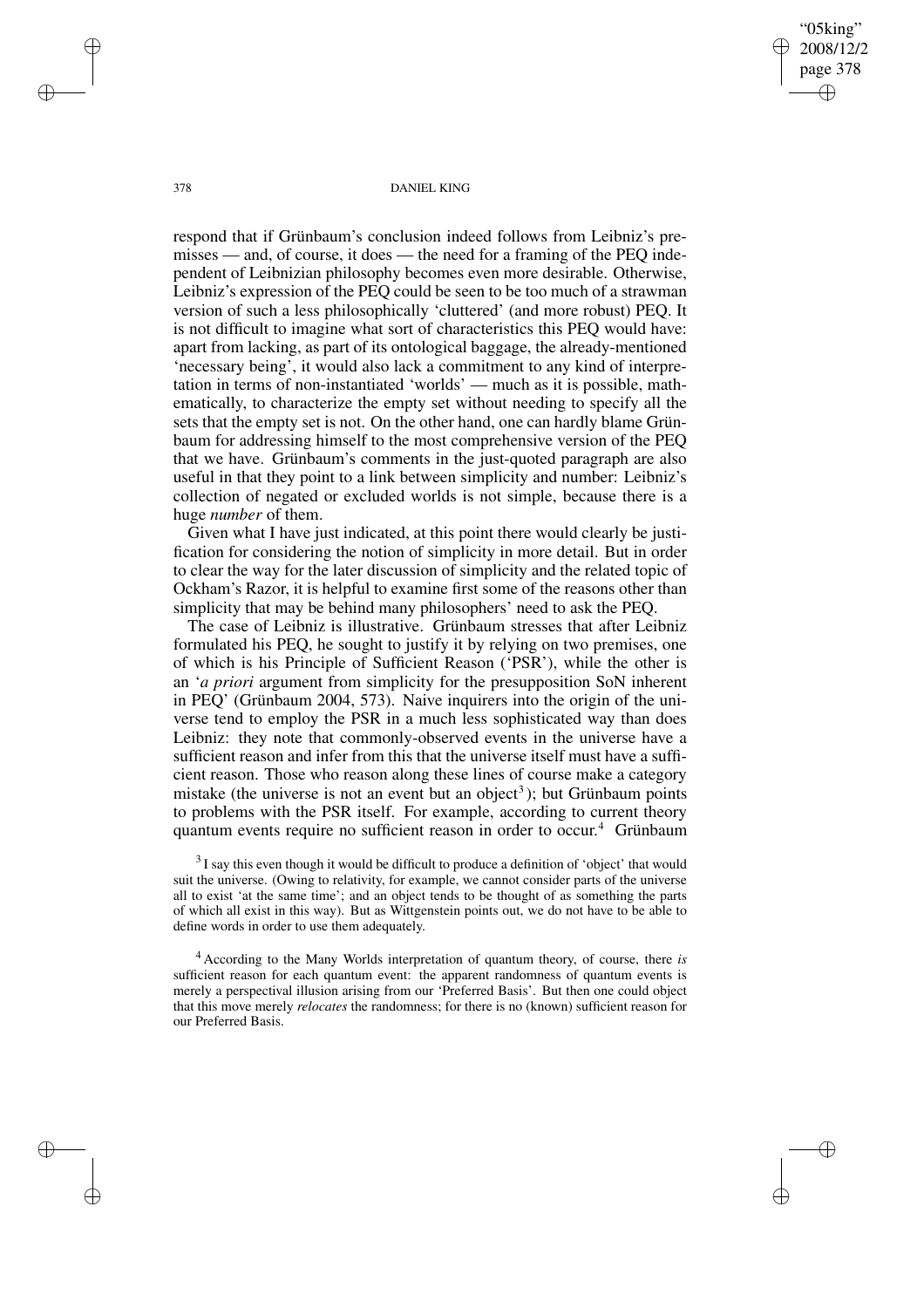respond that if Grünbaum's conclusion indeed follows from Leibniz's premisses — and, of course, it does — the need for a framing of the PEQ independent of Leibnizian philosophy becomes even more desirable. Otherwise, Leibniz's expression of the PEQ could be seen to be too much of a strawman version of such a less philosophically 'cluttered' (and more robust) PEQ. It is not difficult to imagine what sort of characteristics this PEQ would have: apart from lacking, as part of its ontological baggage, the already-mentioned 'necessary being', it would also lack a commitment to any kind of interpretation in terms of non-instantiated 'worlds' — much as it is possible, mathematically, to characterize the empty set without needing to specify all the sets that the empty set is not. On the other hand, one can hardly blame Grünbaum for addressing himself to the most comprehensive version of the PEQ that we have. Grünbaum's comments in the just-quoted paragraph are also useful in that they point to a link between simplicity and number: Leibniz's collection of negated or excluded worlds is not simple, because there is a huge *number* of them.

Given what I have just indicated, at this point there would clearly be justification for considering the notion of simplicity in more detail. But in order to clear the way for the later discussion of simplicity and the related topic of Ockham's Razor, it is helpful to examine first some of the reasons other than simplicity that may be behind many philosophers' need to ask the PEQ.

The case of Leibniz is illustrative. Grünbaum stresses that after Leibniz formulated his PEQ, he sought to justify it by relying on two premises, one of which is his Principle of Sufficient Reason ('PSR'), while the other is an '*a priori* argument from simplicity for the presupposition SoN inherent in PEQ' (Grünbaum 2004, 573). Naive inquirers into the origin of the universe tend to employ the PSR in a much less sophisticated way than does Leibniz: they note that commonly-observed events in the universe have a sufficient reason and infer from this that the universe itself must have a sufficient reason. Those who reason along these lines of course make a category mistake (the universe is not an event but an object[3]); but Grünbaum points to problems with the PSR itself. For example, according to current theory quantum events require no sufficient reason in order to occur.[4] Grünbaum

[3] I say this even though it would be difficult to produce a definition of 'object' that would suit the universe. (Owing to relativity, for example, we cannot consider parts of the universe all to exist 'at the same time'; and an object tends to be thought of as something the parts of which all exist in this way). But as Wittgenstein points out, we do not have to be able to define words in order to use them adequately.

[4] According to the Many Worlds interpretation of quantum theory, of course, there *is* sufficient reason for each quantum event: the apparent randomness of quantum events is merely a perspectival illusion arising from our 'Preferred Basis'. But then one could object that this move merely *relocates* the randomness; for there is no (known) sufficient reason for our Preferred Basis.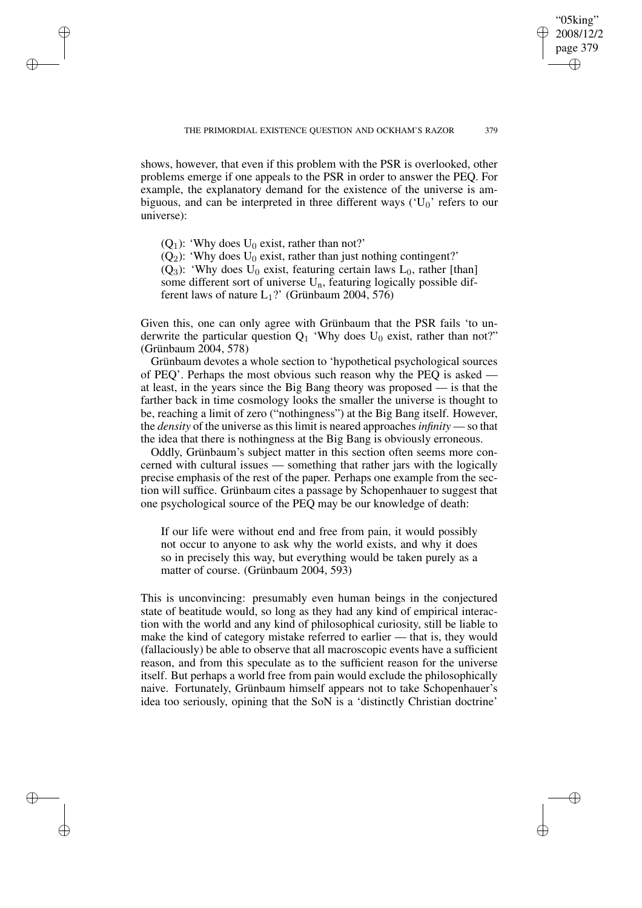shows, however, that even if this problem with the PSR is overlooked, other problems emerge if one appeals to the PSR in order to answer the PEQ. For example, the explanatory demand for the existence of the universe is ambiguous, and can be interpreted in three different ways ('$U_0$' refers to our universe):

> ($Q_1$): 'Why does $U_0$ exist, rather than not?'
> ($Q_2$): 'Why does $U_0$ exist, rather than just nothing contingent?'
> ($Q_3$): 'Why does $U_0$ exist, featuring certain laws $L_0$, rather [than] some different sort of universe $U_n$, featuring logically possible different laws of nature $L_1$?' (Grünbaum 2004, 576)

Given this, one can only agree with Grünbaum that the PSR fails 'to underwrite the particular question $Q_1$ 'Why does $U_0$ exist, rather than not?'' (Grünbaum 2004, 578)

Grünbaum devotes a whole section to 'hypothetical psychological sources of PEQ'. Perhaps the most obvious such reason why the PEQ is asked — at least, in the years since the Big Bang theory was proposed — is that the farther back in time cosmology looks the smaller the universe is thought to be, reaching a limit of zero ("nothingness") at the Big Bang itself. However, the *density* of the universe as this limit is neared approaches *infinity* — so that the idea that there is nothingness at the Big Bang is obviously erroneous.

Oddly, Grünbaum's subject matter in this section often seems more concerned with cultural issues — something that rather jars with the logically precise emphasis of the rest of the paper. Perhaps one example from the section will suffice. Grünbaum cites a passage by Schopenhauer to suggest that one psychological source of the PEQ may be our knowledge of death:

> If our life were without end and free from pain, it would possibly not occur to anyone to ask why the world exists, and why it does so in precisely this way, but everything would be taken purely as a matter of course. (Grünbaum 2004, 593)

This is unconvincing: presumably even human beings in the conjectured state of beatitude would, so long as they had any kind of empirical interaction with the world and any kind of philosophical curiosity, still be liable to make the kind of category mistake referred to earlier — that is, they would (fallaciously) be able to observe that all macroscopic events have a sufficient reason, and from this speculate as to the sufficient reason for the universe itself. But perhaps a world free from pain would exclude the philosophically naive. Fortunately, Grünbaum himself appears not to take Schopenhauer's idea too seriously, opining that the SoN is a 'distinctly Christian doctrine'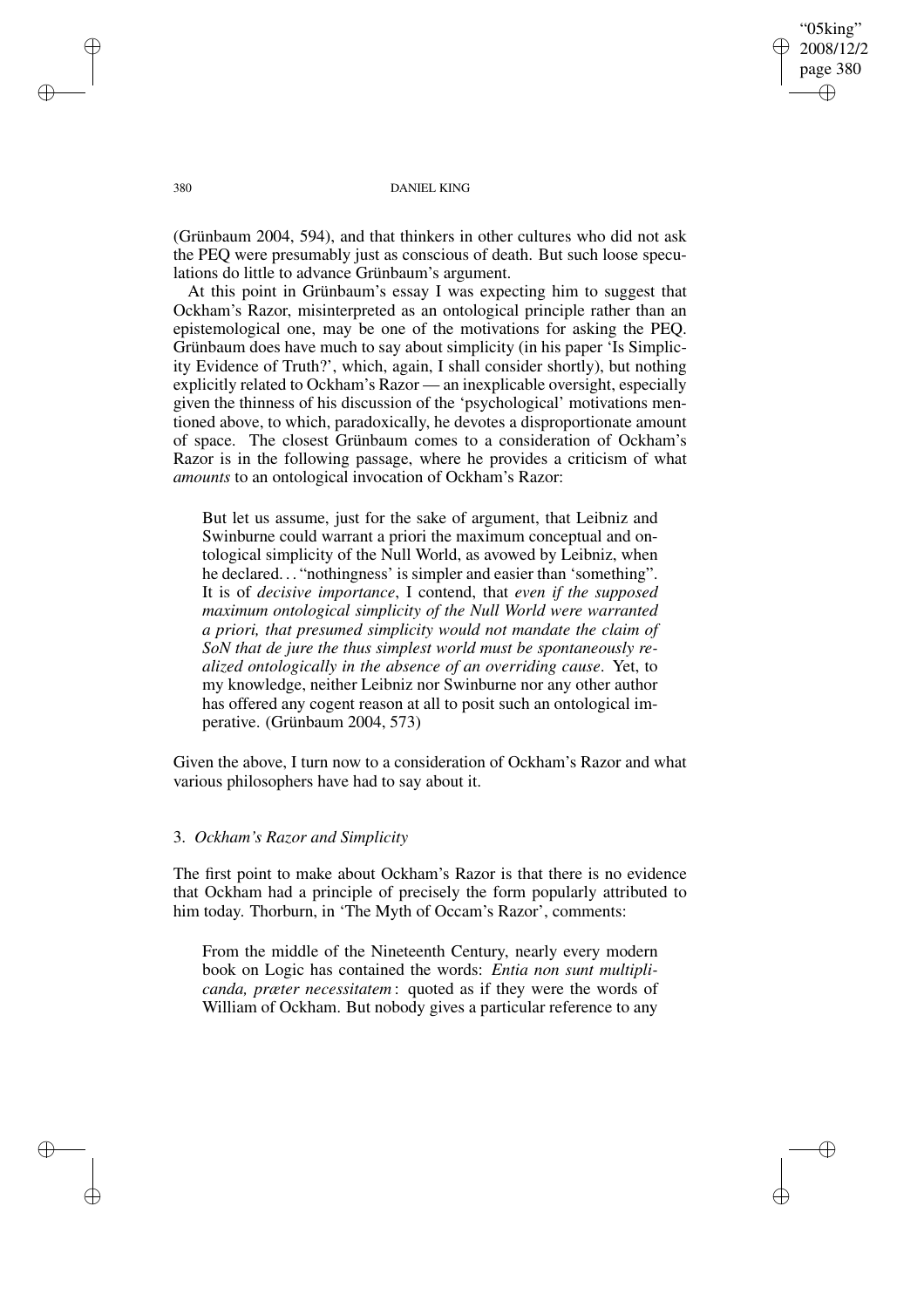(Grünbaum 2004, 594), and that thinkers in other cultures who did not ask the PEQ were presumably just as conscious of death. But such loose speculations do little to advance Grünbaum's argument.

At this point in Grünbaum's essay I was expecting him to suggest that Ockham's Razor, misinterpreted as an ontological principle rather than an epistemological one, may be one of the motivations for asking the PEQ. Grünbaum does have much to say about simplicity (in his paper 'Is Simplicity Evidence of Truth?', which, again, I shall consider shortly), but nothing explicitly related to Ockham's Razor — an inexplicable oversight, especially given the thinness of his discussion of the 'psychological' motivations mentioned above, to which, paradoxically, he devotes a disproportionate amount of space. The closest Grünbaum comes to a consideration of Ockham's Razor is in the following passage, where he provides a criticism of what *amounts* to an ontological invocation of Ockham's Razor:

> But let us assume, just for the sake of argument, that Leibniz and Swinburne could warrant a priori the maximum conceptual and ontological simplicity of the Null World, as avowed by Leibniz, when he declared... "nothingness' is simpler and easier than 'something". It is of *decisive importance*, I contend, that *even if the supposed maximum ontological simplicity of the Null World were warranted a priori, that presumed simplicity would not mandate the claim of SoN that de jure the thus simplest world must be spontaneously realized ontologically in the absence of an overriding cause*. Yet, to my knowledge, neither Leibniz nor Swinburne nor any other author has offered any cogent reason at all to posit such an ontological imperative. (Grünbaum 2004, 573)

Given the above, I turn now to a consideration of Ockham's Razor and what various philosophers have had to say about it.

### 3. *Ockham's Razor and Simplicity*

The first point to make about Ockham's Razor is that there is no evidence that Ockham had a principle of precisely the form popularly attributed to him today. Thorburn, in 'The Myth of Occam's Razor', comments:

> From the middle of the Nineteenth Century, nearly every modern book on Logic has contained the words: *Entia non sunt multiplicanda, præter necessitatem*: quoted as if they were the words of William of Ockham. But nobody gives a particular reference to any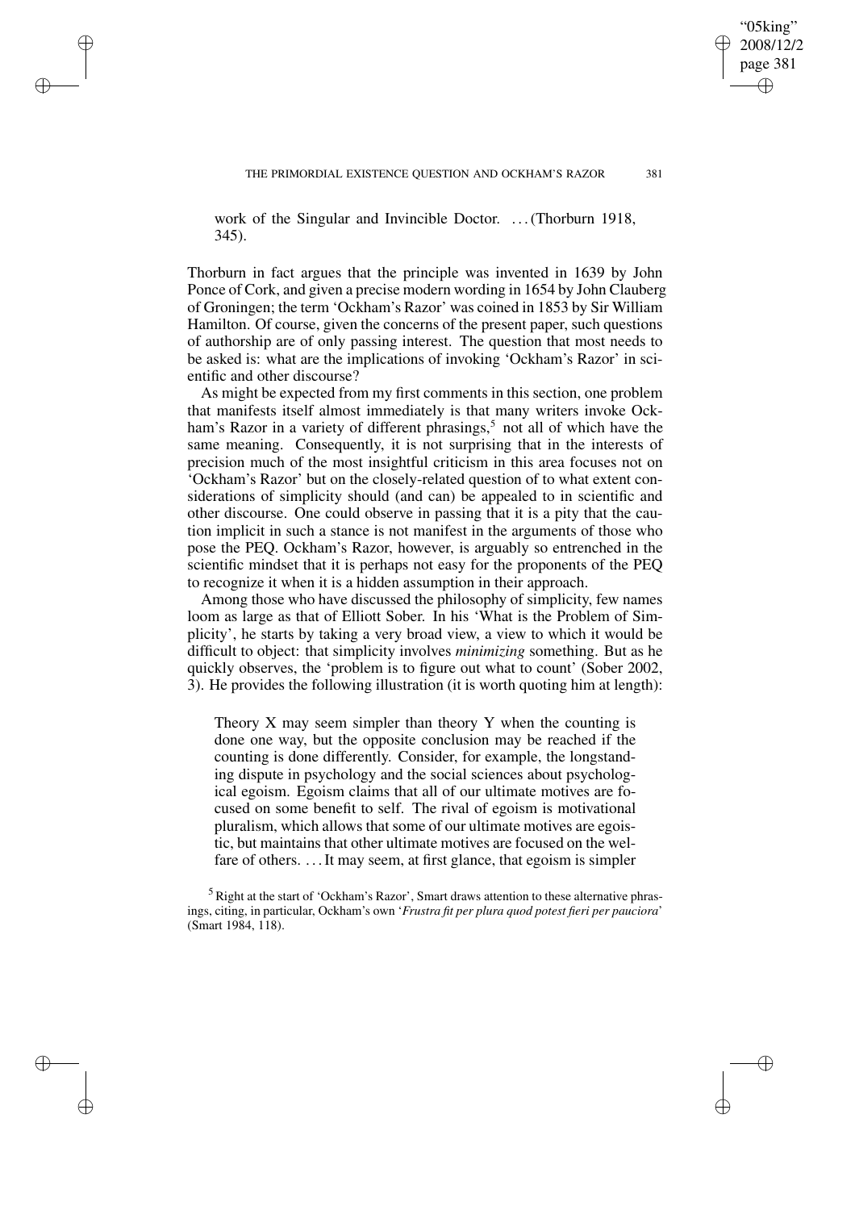work of the Singular and Invincible Doctor. . . . (Thorburn 1918, 345).

Thorburn in fact argues that the principle was invented in 1639 by John Ponce of Cork, and given a precise modern wording in 1654 by John Clauberg of Groningen; the term 'Ockham's Razor' was coined in 1853 by Sir William Hamilton. Of course, given the concerns of the present paper, such questions of authorship are of only passing interest. The question that most needs to be asked is: what are the implications of invoking 'Ockham's Razor' in scientific and other discourse?

As might be expected from my first comments in this section, one problem that manifests itself almost immediately is that many writers invoke Ockham's Razor in a variety of different phrasings,[5] not all of which have the same meaning. Consequently, it is not surprising that in the interests of precision much of the most insightful criticism in this area focuses not on 'Ockham's Razor' but on the closely-related question of to what extent considerations of simplicity should (and can) be appealed to in scientific and other discourse. One could observe in passing that it is a pity that the caution implicit in such a stance is not manifest in the arguments of those who pose the PEQ. Ockham's Razor, however, is arguably so entrenched in the scientific mindset that it is perhaps not easy for the proponents of the PEQ to recognize it when it is a hidden assumption in their approach.

Among those who have discussed the philosophy of simplicity, few names loom as large as that of Elliott Sober. In his 'What is the Problem of Simplicity', he starts by taking a very broad view, a view to which it would be difficult to object: that simplicity involves *minimizing* something. But as he quickly observes, the 'problem is to figure out what to count' (Sober 2002, 3). He provides the following illustration (it is worth quoting him at length):

> Theory X may seem simpler than theory Y when the counting is done one way, but the opposite conclusion may be reached if the counting is done differently. Consider, for example, the longstanding dispute in psychology and the social sciences about psychological egoism. Egoism claims that all of our ultimate motives are focused on some benefit to self. The rival of egoism is motivational pluralism, which allows that some of our ultimate motives are egoistic, but maintains that other ultimate motives are focused on the welfare of others. . . . It may seem, at first glance, that egoism is simpler

[5] Right at the start of 'Ockham's Razor', Smart draws attention to these alternative phrasings, citing, in particular, Ockham's own '*Frustra fit per plura quod potest fieri per pauciora*' (Smart 1984, 118).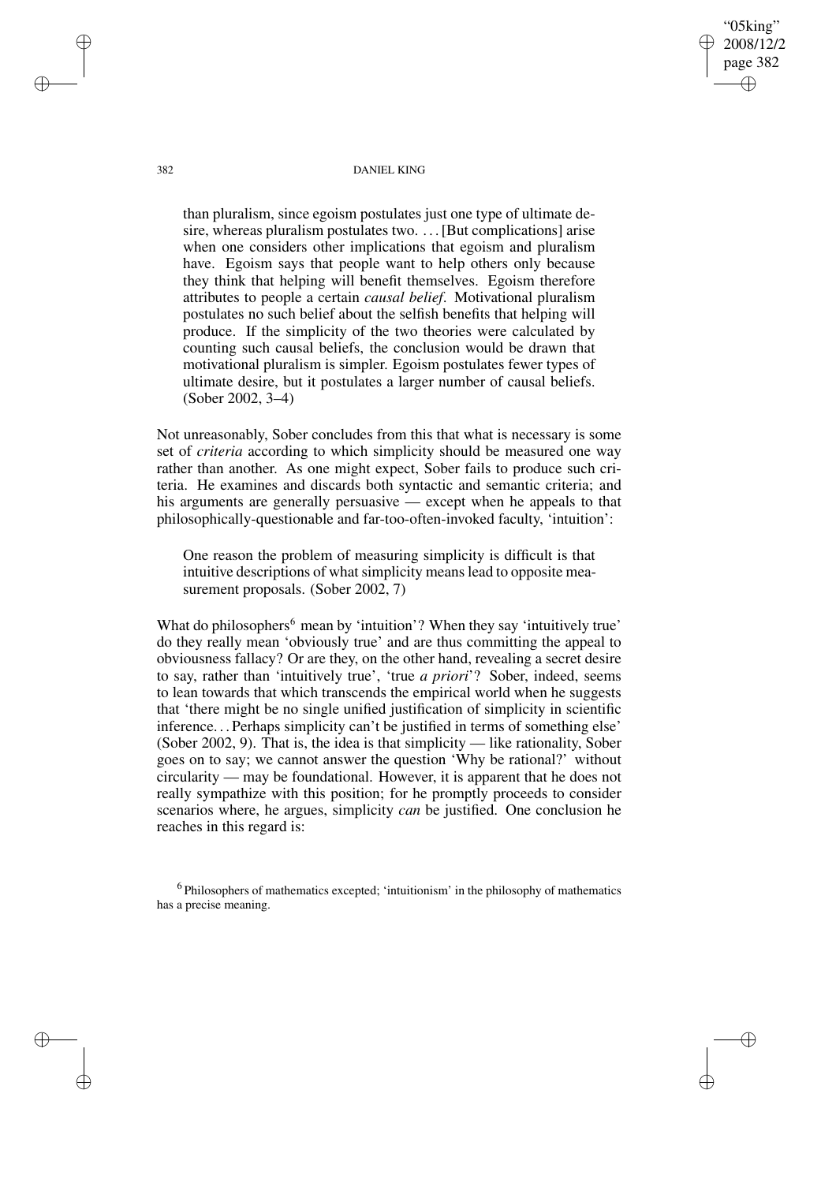> than pluralism, since egoism postulates just one type of ultimate desire, whereas pluralism postulates two. . . . [But complications] arise when one considers other implications that egoism and pluralism have. Egoism says that people want to help others only because they think that helping will benefit themselves. Egoism therefore attributes to people a certain *causal belief*. Motivational pluralism postulates no such belief about the selfish benefits that helping will produce. If the simplicity of the two theories were calculated by counting such causal beliefs, the conclusion would be drawn that motivational pluralism is simpler. Egoism postulates fewer types of ultimate desire, but it postulates a larger number of causal beliefs. (Sober 2002, 3–4)

Not unreasonably, Sober concludes from this that what is necessary is some set of *criteria* according to which simplicity should be measured one way rather than another. As one might expect, Sober fails to produce such criteria. He examines and discards both syntactic and semantic criteria; and his arguments are generally persuasive — except when he appeals to that philosophically-questionable and far-too-often-invoked faculty, 'intuition':

> One reason the problem of measuring simplicity is difficult is that intuitive descriptions of what simplicity means lead to opposite measurement proposals. (Sober 2002, 7)

What do philosophers[6] mean by 'intuition'? When they say 'intuitively true' do they really mean 'obviously true' and are thus committing the appeal to obviousness fallacy? Or are they, on the other hand, revealing a secret desire to say, rather than 'intuitively true', 'true *a priori*'? Sober, indeed, seems to lean towards that which transcends the empirical world when he suggests that 'there might be no single unified justification of simplicity in scientific inference. . . Perhaps simplicity can't be justified in terms of something else' (Sober 2002, 9). That is, the idea is that simplicity — like rationality, Sober goes on to say; we cannot answer the question 'Why be rational?' without circularity — may be foundational. However, it is apparent that he does not really sympathize with this position; for he promptly proceeds to consider scenarios where, he argues, simplicity *can* be justified. One conclusion he reaches in this regard is:

[6] Philosophers of mathematics excepted; 'intuitionism' in the philosophy of mathematics has a precise meaning.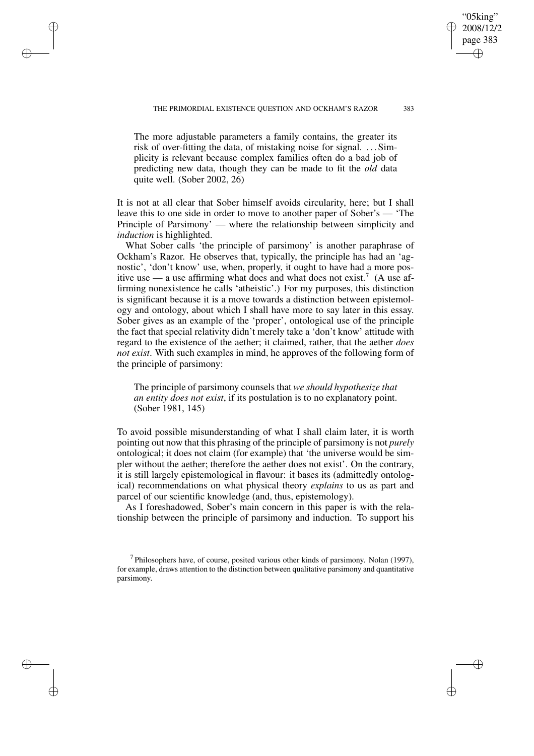> The more adjustable parameters a family contains, the greater its risk of over-fitting the data, of mistaking noise for signal. ... Simplicity is relevant because complex families often do a bad job of predicting new data, though they can be made to fit the *old* data quite well. (Sober 2002, 26)

It is not at all clear that Sober himself avoids circularity, here; but I shall leave this to one side in order to move to another paper of Sober's — 'The Principle of Parsimony' — where the relationship between simplicity and *induction* is highlighted.

What Sober calls 'the principle of parsimony' is another paraphrase of Ockham's Razor. He observes that, typically, the principle has had an 'agnostic', 'don't know' use, when, properly, it ought to have had a more positive use — a use affirming what does and what does not exist.[7] (A use affirming nonexistence he calls 'atheistic'.) For my purposes, this distinction is significant because it is a move towards a distinction between epistemology and ontology, about which I shall have more to say later in this essay. Sober gives as an example of the 'proper', ontological use of the principle the fact that special relativity didn't merely take a 'don't know' attitude with regard to the existence of the aether; it claimed, rather, that the aether *does not exist*. With such examples in mind, he approves of the following form of the principle of parsimony:

> The principle of parsimony counsels that *we should hypothesize that an entity does not exist*, if its postulation is to no explanatory point. (Sober 1981, 145)

To avoid possible misunderstanding of what I shall claim later, it is worth pointing out now that this phrasing of the principle of parsimony is not *purely* ontological; it does not claim (for example) that 'the universe would be simpler without the aether; therefore the aether does not exist'. On the contrary, it is still largely epistemological in flavour: it bases its (admittedly ontological) recommendations on what physical theory *explains* to us as part and parcel of our scientific knowledge (and, thus, epistemology).

As I foreshadowed, Sober's main concern in this paper is with the relationship between the principle of parsimony and induction. To support his

[7] Philosophers have, of course, posited various other kinds of parsimony. Nolan (1997), for example, draws attention to the distinction between qualitative parsimony and quantitative parsimony.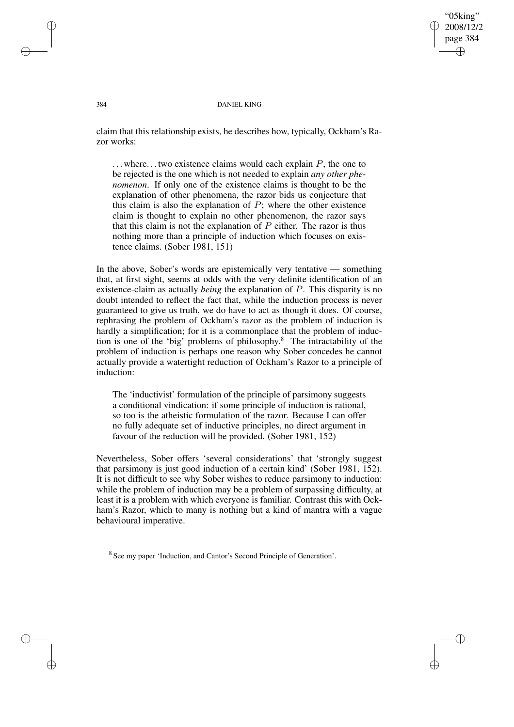claim that this relationship exists, he describes how, typically, Ockham's Razor works:

> ... where... two existence claims would each explain $P$, the one to be rejected is the one which is not needed to explain *any other phenomenon*. If only one of the existence claims is thought to be the explanation of other phenomena, the razor bids us conjecture that this claim is also the explanation of $P$; where the other existence claim is thought to explain no other phenomenon, the razor says that this claim is not the explanation of $P$ either. The razor is thus nothing more than a principle of induction which focuses on existence claims. (Sober 1981, 151)

In the above, Sober's words are epistemically very tentative — something that, at first sight, seems at odds with the very definite identification of an existence-claim as actually *being* the explanation of $P$. This disparity is no doubt intended to reflect the fact that, while the induction process is never guaranteed to give us truth, we do have to act as though it does. Of course, rephrasing the problem of Ockham's razor as the problem of induction is hardly a simplification; for it is a commonplace that the problem of induction is one of the 'big' problems of philosophy.[8] The intractability of the problem of induction is perhaps one reason why Sober concedes he cannot actually provide a watertight reduction of Ockham's Razor to a principle of induction:

> The 'inductivist' formulation of the principle of parsimony suggests a conditional vindication: if some principle of induction is rational, so too is the atheistic formulation of the razor. Because I can offer no fully adequate set of inductive principles, no direct argument in favour of the reduction will be provided. (Sober 1981, 152)

Nevertheless, Sober offers 'several considerations' that 'strongly suggest that parsimony is just good induction of a certain kind' (Sober 1981, 152). It is not difficult to see why Sober wishes to reduce parsimony to induction: while the problem of induction may be a problem of surpassing difficulty, at least it is a problem with which everyone is familiar. Contrast this with Ockham's Razor, which to many is nothing but a kind of mantra with a vague behavioural imperative.

[8] See my paper 'Induction, and Cantor's Second Principle of Generation'.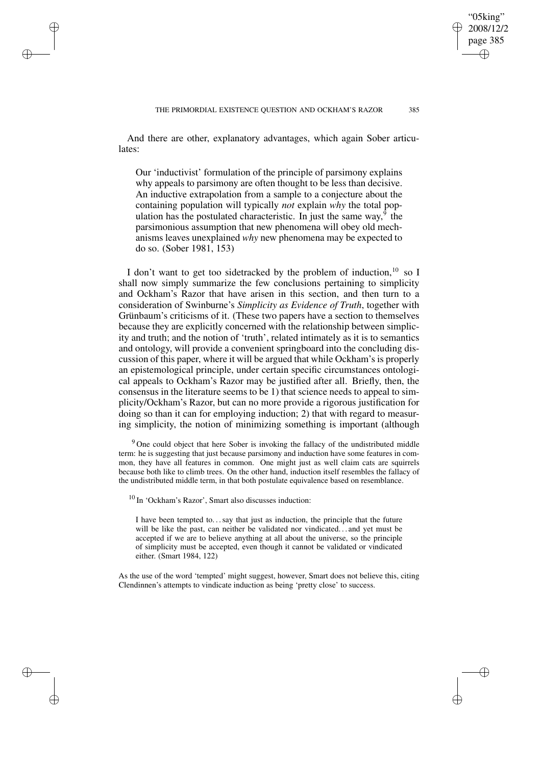And there are other, explanatory advantages, which again Sober articulates:

> Our 'inductivist' formulation of the principle of parsimony explains why appeals to parsimony are often thought to be less than decisive. An inductive extrapolation from a sample to a conjecture about the containing population will typically *not* explain *why* the total population has the postulated characteristic. In just the same way,[9] the parsimonious assumption that new phenomena will obey old mechanisms leaves unexplained *why* new phenomena may be expected to do so. (Sober 1981, 153)

I don't want to get too sidetracked by the problem of induction,[10] so I shall now simply summarize the few conclusions pertaining to simplicity and Ockham's Razor that have arisen in this section, and then turn to a consideration of Swinburne's *Simplicity as Evidence of Truth*, together with Grünbaum's criticisms of it. (These two papers have a section to themselves because they are explicitly concerned with the relationship between simplicity and truth; and the notion of 'truth', related intimately as it is to semantics and ontology, will provide a convenient springboard into the concluding discussion of this paper, where it will be argued that while Ockham's is properly an epistemological principle, under certain specific circumstances ontological appeals to Ockham's Razor may be justified after all. Briefly, then, the consensus in the literature seems to be 1) that science needs to appeal to simplicity/Ockham's Razor, but can no more provide a rigorous justification for doing so than it can for employing induction; 2) that with regard to measuring simplicity, the notion of minimizing something is important (although

[9] One could object that here Sober is invoking the fallacy of the undistributed middle term: he is suggesting that just because parsimony and induction have some features in common, they have all features in common. One might just as well claim cats are squirrels because both like to climb trees. On the other hand, induction itself resembles the fallacy of the undistributed middle term, in that both postulate equivalence based on resemblance.

[10] In 'Ockham's Razor', Smart also discusses induction:

> I have been tempted to... say that just as induction, the principle that the future will be like the past, can neither be validated nor vindicated... and yet must be accepted if we are to believe anything at all about the universe, so the principle of simplicity must be accepted, even though it cannot be validated or vindicated either. (Smart 1984, 122)

As the use of the word 'tempted' might suggest, however, Smart does not believe this, citing Clendinnen's attempts to vindicate induction as being 'pretty close' to success.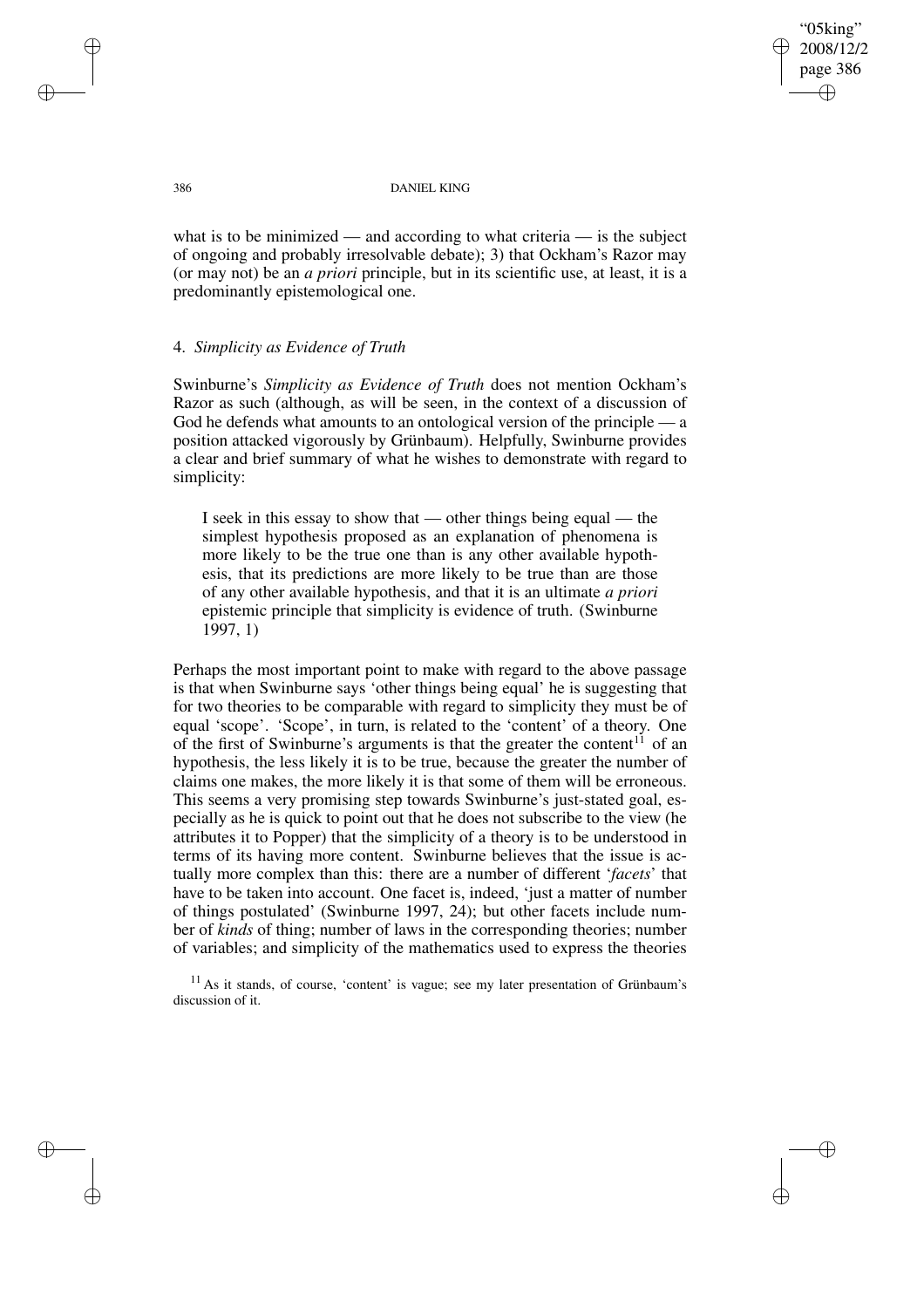what is to be minimized — and according to what criteria — is the subject of ongoing and probably irresolvable debate); 3) that Ockham's Razor may (or may not) be an *a priori* principle, but in its scientific use, at least, it is a predominantly epistemological one.

## 4. *Simplicity as Evidence of Truth*

Swinburne's *Simplicity as Evidence of Truth* does not mention Ockham's Razor as such (although, as will be seen, in the context of a discussion of God he defends what amounts to an ontological version of the principle — a position attacked vigorously by Grünbaum). Helpfully, Swinburne provides a clear and brief summary of what he wishes to demonstrate with regard to simplicity:

> I seek in this essay to show that — other things being equal — the simplest hypothesis proposed as an explanation of phenomena is more likely to be the true one than is any other available hypothesis, that its predictions are more likely to be true than are those of any other available hypothesis, and that it is an ultimate *a priori* epistemic principle that simplicity is evidence of truth. (Swinburne 1997, 1)

Perhaps the most important point to make with regard to the above passage is that when Swinburne says 'other things being equal' he is suggesting that for two theories to be comparable with regard to simplicity they must be of equal 'scope'. 'Scope', in turn, is related to the 'content' of a theory. One of the first of Swinburne's arguments is that the greater the content[11] of an hypothesis, the less likely it is to be true, because the greater the number of claims one makes, the more likely it is that some of them will be erroneous. This seems a very promising step towards Swinburne's just-stated goal, especially as he is quick to point out that he does not subscribe to the view (he attributes it to Popper) that the simplicity of a theory is to be understood in terms of its having more content. Swinburne believes that the issue is actually more complex than this: there are a number of different '*facets*' that have to be taken into account. One facet is, indeed, 'just a matter of number of things postulated' (Swinburne 1997, 24); but other facets include number of *kinds* of thing; number of laws in the corresponding theories; number of variables; and simplicity of the mathematics used to express the theories

[11] As it stands, of course, 'content' is vague; see my later presentation of Grünbaum's discussion of it.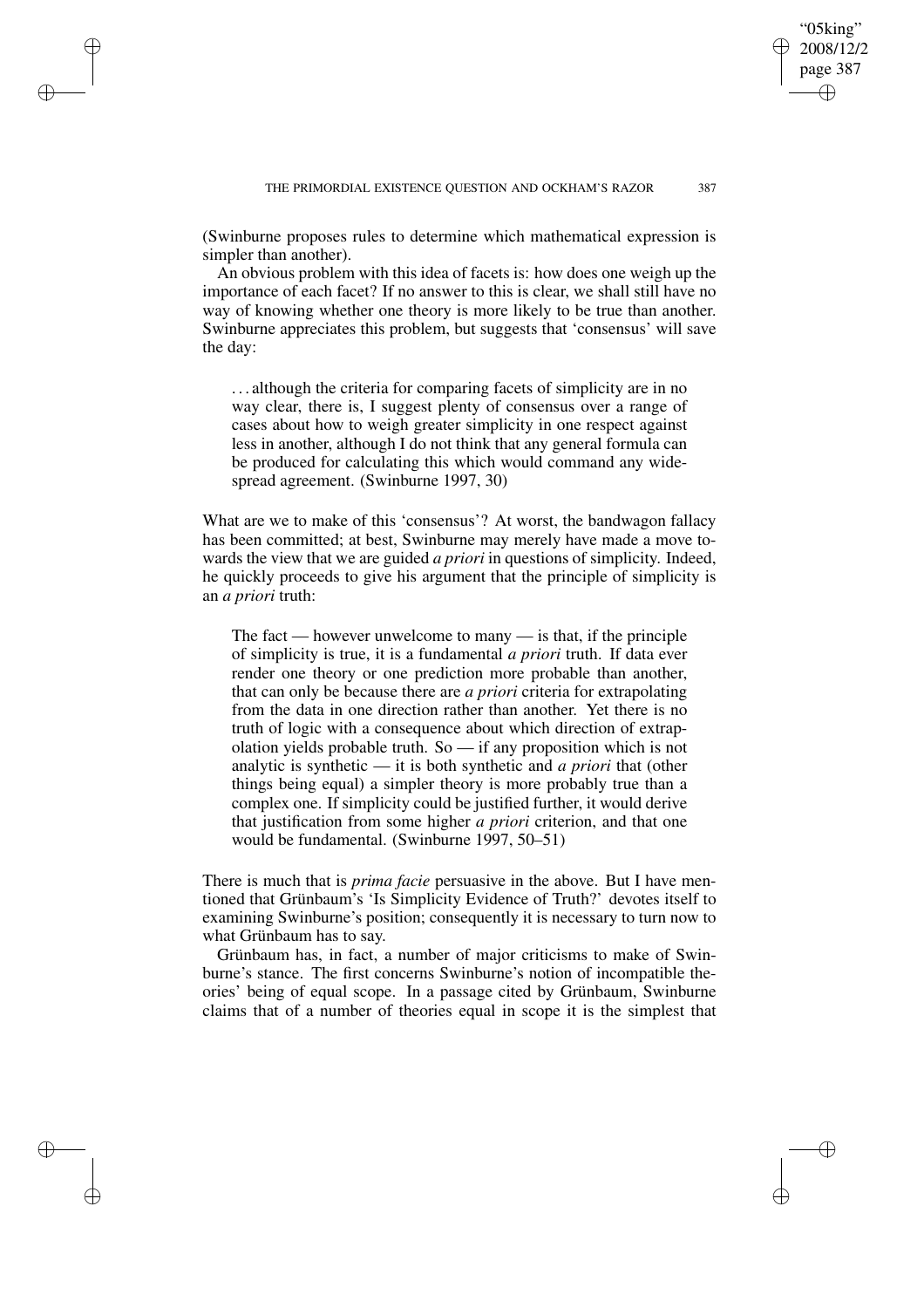(Swinburne proposes rules to determine which mathematical expression is simpler than another).

An obvious problem with this idea of facets is: how does one weigh up the importance of each facet? If no answer to this is clear, we shall still have no way of knowing whether one theory is more likely to be true than another. Swinburne appreciates this problem, but suggests that 'consensus' will save the day:

> . . . although the criteria for comparing facets of simplicity are in no way clear, there is, I suggest plenty of consensus over a range of cases about how to weigh greater simplicity in one respect against less in another, although I do not think that any general formula can be produced for calculating this which would command any widespread agreement. (Swinburne 1997, 30)

What are we to make of this 'consensus'? At worst, the bandwagon fallacy has been committed; at best, Swinburne may merely have made a move towards the view that we are guided *a priori* in questions of simplicity. Indeed, he quickly proceeds to give his argument that the principle of simplicity is an *a priori* truth:

> The fact — however unwelcome to many — is that, if the principle of simplicity is true, it is a fundamental *a priori* truth. If data ever render one theory or one prediction more probable than another, that can only be because there are *a priori* criteria for extrapolating from the data in one direction rather than another. Yet there is no truth of logic with a consequence about which direction of extrapolation yields probable truth. So — if any proposition which is not analytic is synthetic — it is both synthetic and *a priori* that (other things being equal) a simpler theory is more probably true than a complex one. If simplicity could be justified further, it would derive that justification from some higher *a priori* criterion, and that one would be fundamental. (Swinburne 1997, 50–51)

There is much that is *prima facie* persuasive in the above. But I have mentioned that Grünbaum's 'Is Simplicity Evidence of Truth?' devotes itself to examining Swinburne's position; consequently it is necessary to turn now to what Grünbaum has to say.

Grünbaum has, in fact, a number of major criticisms to make of Swinburne's stance. The first concerns Swinburne's notion of incompatible theories' being of equal scope. In a passage cited by Grünbaum, Swinburne claims that of a number of theories equal in scope it is the simplest that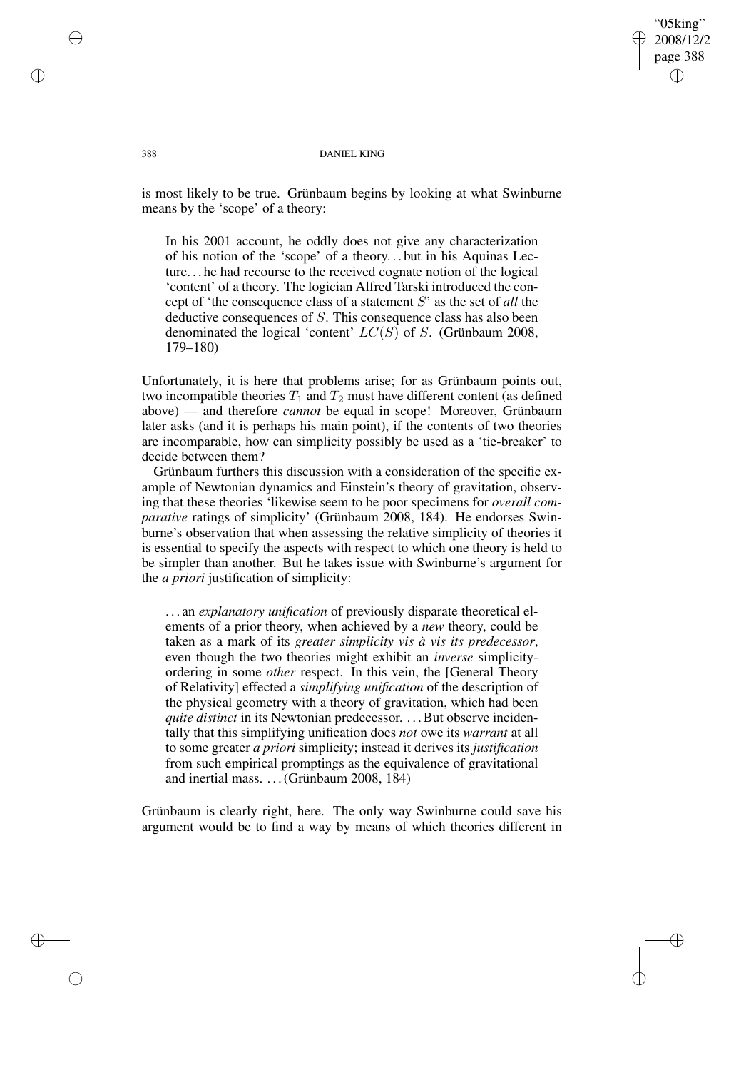is most likely to be true. Grünbaum begins by looking at what Swinburne means by the 'scope' of a theory:

> In his 2001 account, he oddly does not give any characterization of his notion of the 'scope' of a theory... but in his Aquinas Lecture... he had recourse to the received cognate notion of the logical 'content' of a theory. The logician Alfred Tarski introduced the concept of 'the consequence class of a statement $S$' as the set of *all* the deductive consequences of $S$. This consequence class has also been denominated the logical 'content' $LC(S)$ of $S$. (Grünbaum 2008, 179–180)

Unfortunately, it is here that problems arise; for as Grünbaum points out, two incompatible theories $T_1$ and $T_2$ must have different content (as defined above) — and therefore *cannot* be equal in scope! Moreover, Grünbaum later asks (and it is perhaps his main point), if the contents of two theories are incomparable, how can simplicity possibly be used as a 'tie-breaker' to decide between them?

Grünbaum furthers this discussion with a consideration of the specific example of Newtonian dynamics and Einstein's theory of gravitation, observing that these theories 'likewise seem to be poor specimens for *overall comparative* ratings of simplicity' (Grünbaum 2008, 184). He endorses Swinburne's observation that when assessing the relative simplicity of theories it is essential to specify the aspects with respect to which one theory is held to be simpler than another. But he takes issue with Swinburne's argument for the *a priori* justification of simplicity:

> ... an *explanatory unification* of previously disparate theoretical elements of a prior theory, when achieved by a *new* theory, could be taken as a mark of its *greater simplicity vis à vis its predecessor*, even though the two theories might exhibit an *inverse* simplicity-ordering in some *other* respect. In this vein, the [General Theory of Relativity] effected a *simplifying unification* of the description of the physical geometry with a theory of gravitation, which had been *quite distinct* in its Newtonian predecessor. ... But observe incidentally that this simplifying unification does *not* owe its *warrant* at all to some greater *a priori* simplicity; instead it derives its *justification* from such empirical promptings as the equivalence of gravitational and inertial mass. ... (Grünbaum 2008, 184)

Grünbaum is clearly right, here. The only way Swinburne could save his argument would be to find a way by means of which theories different in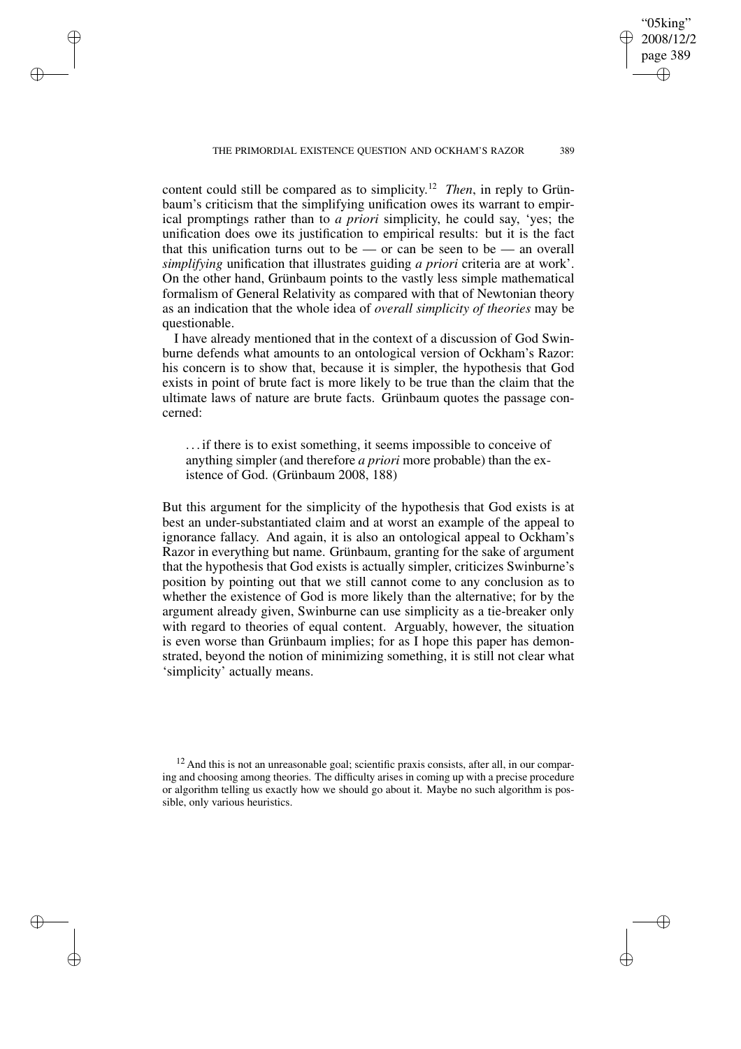content could still be compared as to simplicity.[12] *Then*, in reply to Grünbaum's criticism that the simplifying unification owes its warrant to empirical promptings rather than to *a priori* simplicity, he could say, 'yes; the unification does owe its justification to empirical results: but it is the fact that this unification turns out to be — or can be seen to be — an overall *simplifying* unification that illustrates guiding *a priori* criteria are at work'. On the other hand, Grünbaum points to the vastly less simple mathematical formalism of General Relativity as compared with that of Newtonian theory as an indication that the whole idea of *overall simplicity of theories* may be questionable.

I have already mentioned that in the context of a discussion of God Swinburne defends what amounts to an ontological version of Ockham's Razor: his concern is to show that, because it is simpler, the hypothesis that God exists in point of brute fact is more likely to be true than the claim that the ultimate laws of nature are brute facts. Grünbaum quotes the passage concerned:

> . . . if there is to exist something, it seems impossible to conceive of anything simpler (and therefore *a priori* more probable) than the existence of God. (Grünbaum 2008, 188)

But this argument for the simplicity of the hypothesis that God exists is at best an under-substantiated claim and at worst an example of the appeal to ignorance fallacy. And again, it is also an ontological appeal to Ockham's Razor in everything but name. Grünbaum, granting for the sake of argument that the hypothesis that God exists is actually simpler, criticizes Swinburne's position by pointing out that we still cannot come to any conclusion as to whether the existence of God is more likely than the alternative; for by the argument already given, Swinburne can use simplicity as a tie-breaker only with regard to theories of equal content. Arguably, however, the situation is even worse than Grünbaum implies; for as I hope this paper has demonstrated, beyond the notion of minimizing something, it is still not clear what 'simplicity' actually means.

[12] And this is not an unreasonable goal; scientific praxis consists, after all, in our comparing and choosing among theories. The difficulty arises in coming up with a precise procedure or algorithm telling us exactly how we should go about it. Maybe no such algorithm is possible, only various heuristics.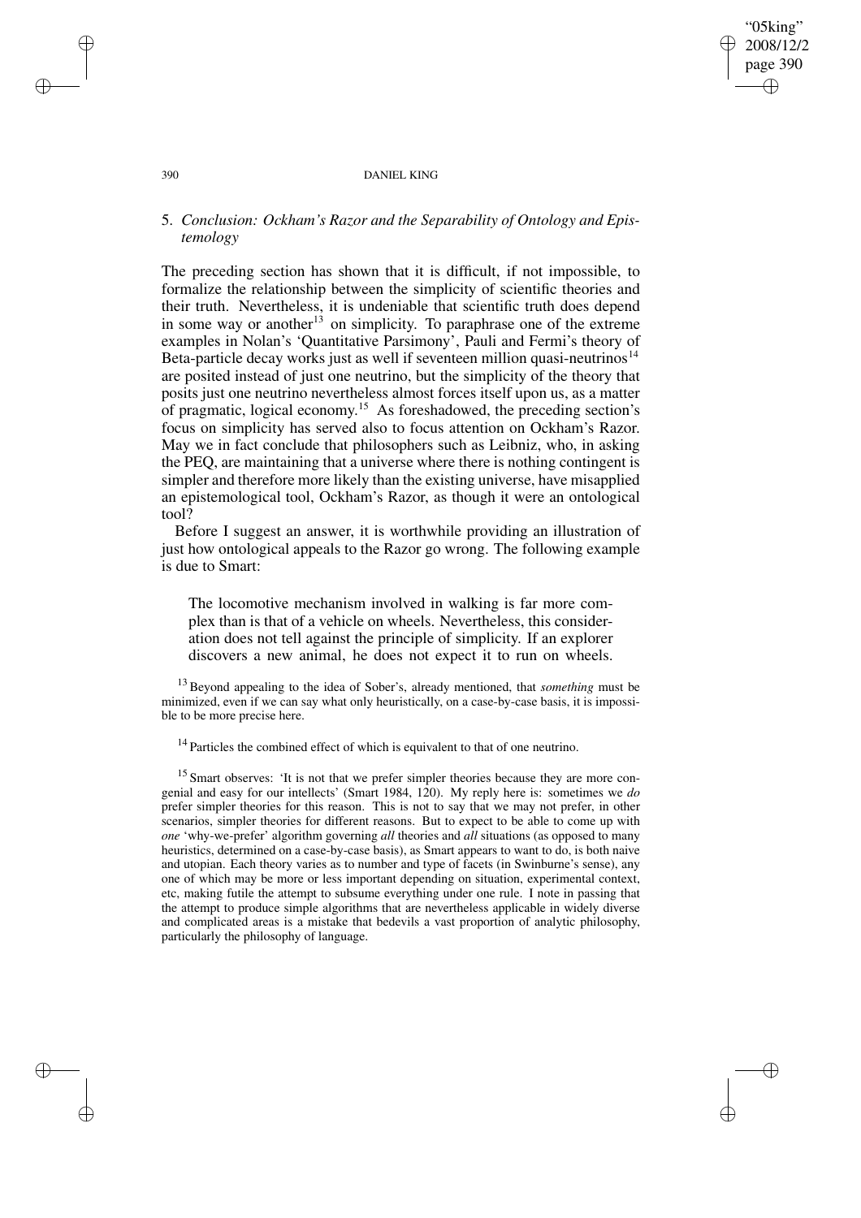## 5. *Conclusion: Ockham's Razor and the Separability of Ontology and Epistemology*

The preceding section has shown that it is difficult, if not impossible, to formalize the relationship between the simplicity of scientific theories and their truth. Nevertheless, it is undeniable that scientific truth does depend in some way or another[13] on simplicity. To paraphrase one of the extreme examples in Nolan's 'Quantitative Parsimony', Pauli and Fermi's theory of Beta-particle decay works just as well if seventeen million quasi-neutrinos[14] are posited instead of just one neutrino, but the simplicity of the theory that posits just one neutrino nevertheless almost forces itself upon us, as a matter of pragmatic, logical economy.[15] As foreshadowed, the preceding section's focus on simplicity has served also to focus attention on Ockham's Razor. May we in fact conclude that philosophers such as Leibniz, who, in asking the PEQ, are maintaining that a universe where there is nothing contingent is simpler and therefore more likely than the existing universe, have misapplied an epistemological tool, Ockham's Razor, as though it were an ontological tool?

Before I suggest an answer, it is worthwhile providing an illustration of just how ontological appeals to the Razor go wrong. The following example is due to Smart:

> The locomotive mechanism involved in walking is far more complex than is that of a vehicle on wheels. Nevertheless, this consideration does not tell against the principle of simplicity. If an explorer discovers a new animal, he does not expect it to run on wheels.

[13] Beyond appealing to the idea of Sober's, already mentioned, that *something* must be minimized, even if we can say what only heuristically, on a case-by-case basis, it is impossible to be more precise here.

[14] Particles the combined effect of which is equivalent to that of one neutrino.

[15] Smart observes: 'It is not that we prefer simpler theories because they are more congenial and easy for our intellects' (Smart 1984, 120). My reply here is: sometimes we *do* prefer simpler theories for this reason. This is not to say that we may not prefer, in other scenarios, simpler theories for different reasons. But to expect to be able to come up with *one* 'why-we-prefer' algorithm governing *all* theories and *all* situations (as opposed to many heuristics, determined on a case-by-case basis), as Smart appears to want to do, is both naive and utopian. Each theory varies as to number and type of facets (in Swinburne's sense), any one of which may be more or less important depending on situation, experimental context, etc, making futile the attempt to subsume everything under one rule. I note in passing that the attempt to produce simple algorithms that are nevertheless applicable in widely diverse and complicated areas is a mistake that bedevils a vast proportion of analytic philosophy, particularly the philosophy of language.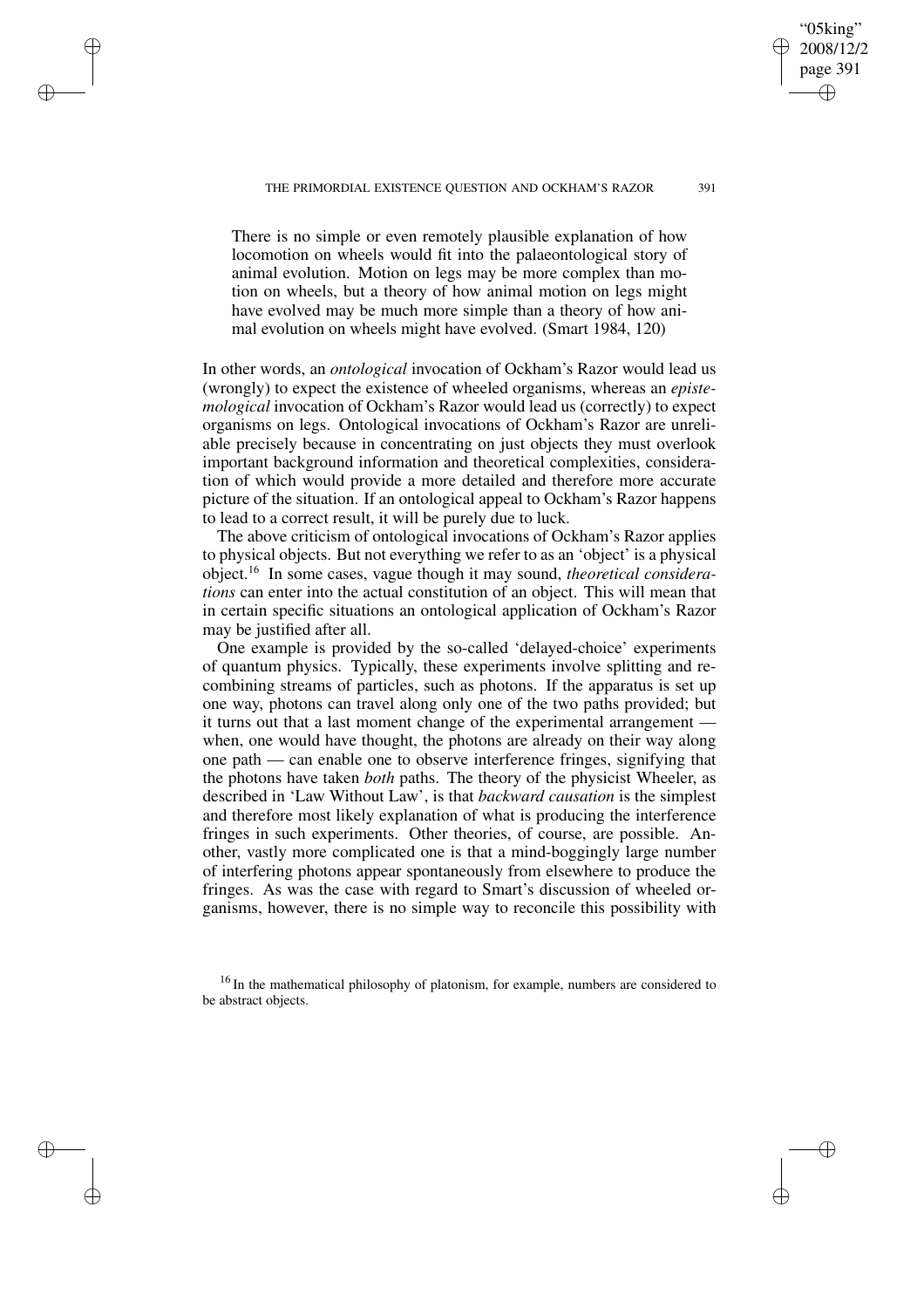There is no simple or even remotely plausible explanation of how locomotion on wheels would fit into the palaeontological story of animal evolution. Motion on legs may be more complex than motion on wheels, but a theory of how animal motion on legs might have evolved may be much more simple than a theory of how animal evolution on wheels might have evolved. (Smart 1984, 120)

In other words, an *ontological* invocation of Ockham's Razor would lead us (wrongly) to expect the existence of wheeled organisms, whereas an *epistemological* invocation of Ockham's Razor would lead us (correctly) to expect organisms on legs. Ontological invocations of Ockham's Razor are unreliable precisely because in concentrating on just objects they must overlook important background information and theoretical complexities, consideration of which would provide a more detailed and therefore more accurate picture of the situation. If an ontological appeal to Ockham's Razor happens to lead to a correct result, it will be purely due to luck.

The above criticism of ontological invocations of Ockham's Razor applies to physical objects. But not everything we refer to as an 'object' is a physical object.[16] In some cases, vague though it may sound, *theoretical considerations* can enter into the actual constitution of an object. This will mean that in certain specific situations an ontological application of Ockham's Razor may be justified after all.

One example is provided by the so-called 'delayed-choice' experiments of quantum physics. Typically, these experiments involve splitting and recombining streams of particles, such as photons. If the apparatus is set up one way, photons can travel along only one of the two paths provided; but it turns out that a last moment change of the experimental arrangement — when, one would have thought, the photons are already on their way along one path — can enable one to observe interference fringes, signifying that the photons have taken *both* paths. The theory of the physicist Wheeler, as described in 'Law Without Law', is that *backward causation* is the simplest and therefore most likely explanation of what is producing the interference fringes in such experiments. Other theories, of course, are possible. Another, vastly more complicated one is that a mind-bogglingly large number of interfering photons appear spontaneously from elsewhere to produce the fringes. As was the case with regard to Smart's discussion of wheeled organisms, however, there is no simple way to reconcile this possibility with

[16] In the mathematical philosophy of platonism, for example, numbers are considered to be abstract objects.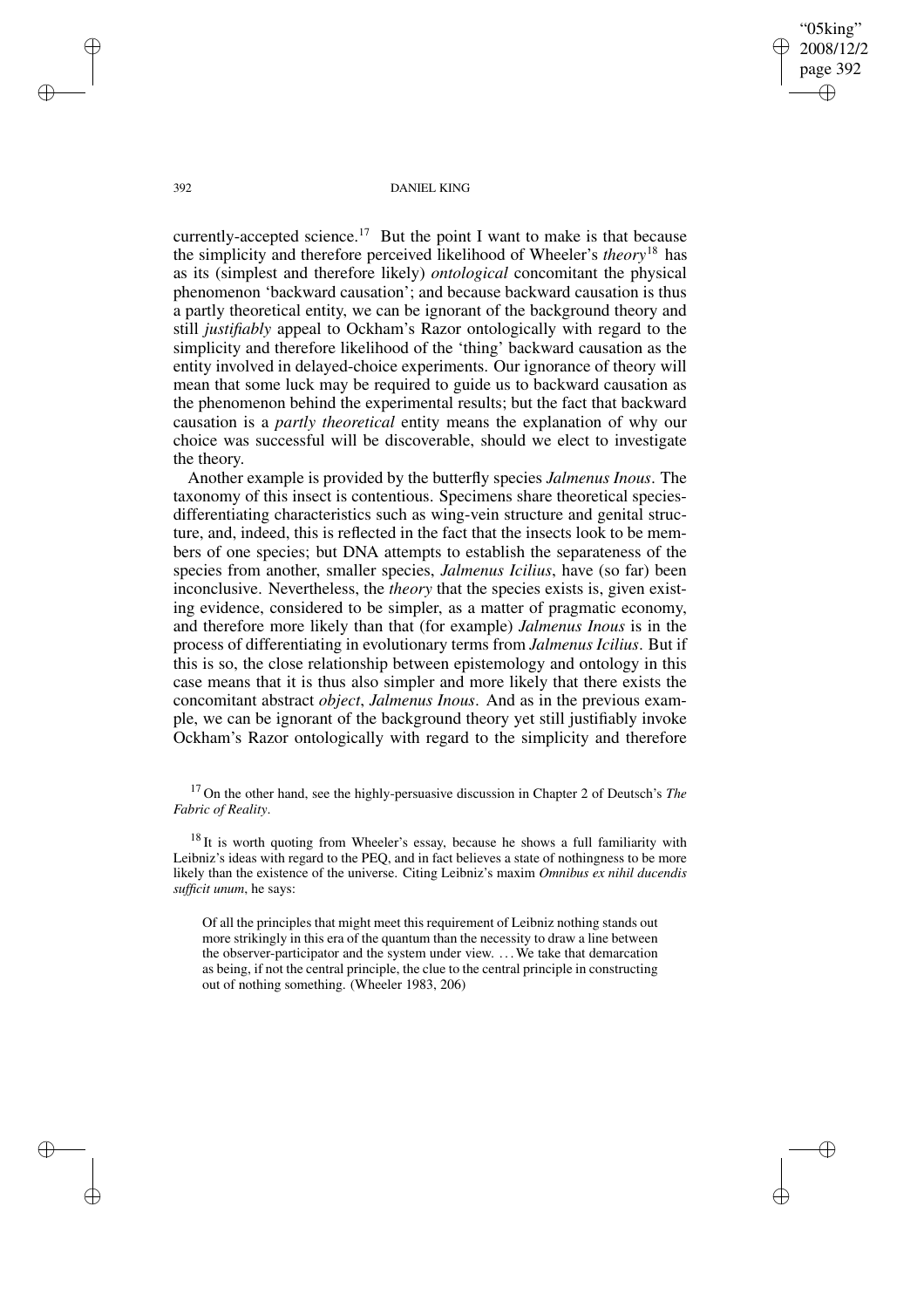currently-accepted science.[17] But the point I want to make is that because the simplicity and therefore perceived likelihood of Wheeler's *theory*[18] has as its (simplest and therefore likely) *ontological* concomitant the physical phenomenon 'backward causation'; and because backward causation is thus a partly theoretical entity, we can be ignorant of the background theory and still *justifiably* appeal to Ockham's Razor ontologically with regard to the simplicity and therefore likelihood of the 'thing' backward causation as the entity involved in delayed-choice experiments. Our ignorance of theory will mean that some luck may be required to guide us to backward causation as the phenomenon behind the experimental results; but the fact that backward causation is a *partly theoretical* entity means the explanation of why our choice was successful will be discoverable, should we elect to investigate the theory.

Another example is provided by the butterfly species *Jalmenus Inous*. The taxonomy of this insect is contentious. Specimens share theoretical species-differentiating characteristics such as wing-vein structure and genital structure, and, indeed, this is reflected in the fact that the insects look to be members of one species; but DNA attempts to establish the separateness of the species from another, smaller species, *Jalmenus Icilius*, have (so far) been inconclusive. Nevertheless, the *theory* that the species exists is, given existing evidence, considered to be simpler, as a matter of pragmatic economy, and therefore more likely than that (for example) *Jalmenus Inous* is in the process of differentiating in evolutionary terms from *Jalmenus Icilius*. But if this is so, the close relationship between epistemology and ontology in this case means that it is thus also simpler and more likely that there exists the concomitant abstract *object*, *Jalmenus Inous*. And as in the previous example, we can be ignorant of the background theory yet still justifiably invoke Ockham's Razor ontologically with regard to the simplicity and therefore

[17] On the other hand, see the highly-persuasive discussion in Chapter 2 of Deutsch's *The Fabric of Reality*.

[18] It is worth quoting from Wheeler's essay, because he shows a full familiarity with Leibniz's ideas with regard to the PEQ, and in fact believes a state of nothingness to be more likely than the existence of the universe. Citing Leibniz's maxim *Omnibus ex nihil ducendis sufficit unum*, he says:

> Of all the principles that might meet this requirement of Leibniz nothing stands out more strikingly in this era of the quantum than the necessity to draw a line between the observer-participator and the system under view. . . . We take that demarcation as being, if not the central principle, the clue to the central principle in constructing out of nothing something. (Wheeler 1983, 206)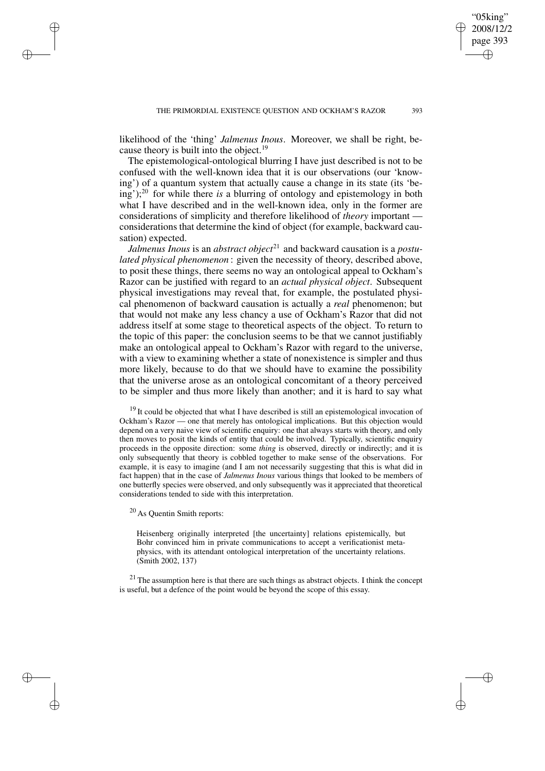likelihood of the 'thing' *Jalmenus Inous*. Moreover, we shall be right, because theory is built into the object.[19]

The epistemological-ontological blurring I have just described is not to be confused with the well-known idea that it is our observations (our 'knowing') of a quantum system that actually cause a change in its state (its 'being');[20] for while there *is* a blurring of ontology and epistemology in both what I have described and in the well-known idea, only in the former are considerations of simplicity and therefore likelihood of *theory* important — considerations that determine the kind of object (for example, backward causation) expected.

*Jalmenus Inous* is an *abstract object*[21] and backward causation is a *postulated physical phenomenon*: given the necessity of theory, described above, to posit these things, there seems no way an ontological appeal to Ockham's Razor can be justified with regard to an *actual physical object*. Subsequent physical investigations may reveal that, for example, the postulated physical phenomenon of backward causation is actually a *real* phenomenon; but that would not make any less chancy a use of Ockham's Razor that did not address itself at some stage to theoretical aspects of the object. To return to the topic of this paper: the conclusion seems to be that we cannot justifiably make an ontological appeal to Ockham's Razor with regard to the universe, with a view to examining whether a state of nonexistence is simpler and thus more likely, because to do that we should have to examine the possibility that the universe arose as an ontological concomitant of a theory perceived to be simpler and thus more likely than another; and it is hard to say what

[19] It could be objected that what I have described is still an epistemological invocation of Ockham's Razor — one that merely has ontological implications. But this objection would depend on a very naive view of scientific enquiry: one that always starts with theory, and only then moves to posit the kinds of entity that could be involved. Typically, scientific enquiry proceeds in the opposite direction: some *thing* is observed, directly or indirectly; and it is only subsequently that theory is cobbled together to make sense of the observations. For example, it is easy to imagine (and I am not necessarily suggesting that this is what did in fact happen) that in the case of *Jalmenus Inous* various things that looked to be members of one butterfly species were observed, and only subsequently was it appreciated that theoretical considerations tended to side with this interpretation.

[20] As Quentin Smith reports:

> Heisenberg originally interpreted [the uncertainty] relations epistemically, but Bohr convinced him in private communications to accept a verificationist metaphysics, with its attendant ontological interpretation of the uncertainty relations. (Smith 2002, 137)

[21] The assumption here is that there are such things as abstract objects. I think the concept is useful, but a defence of the point would be beyond the scope of this essay.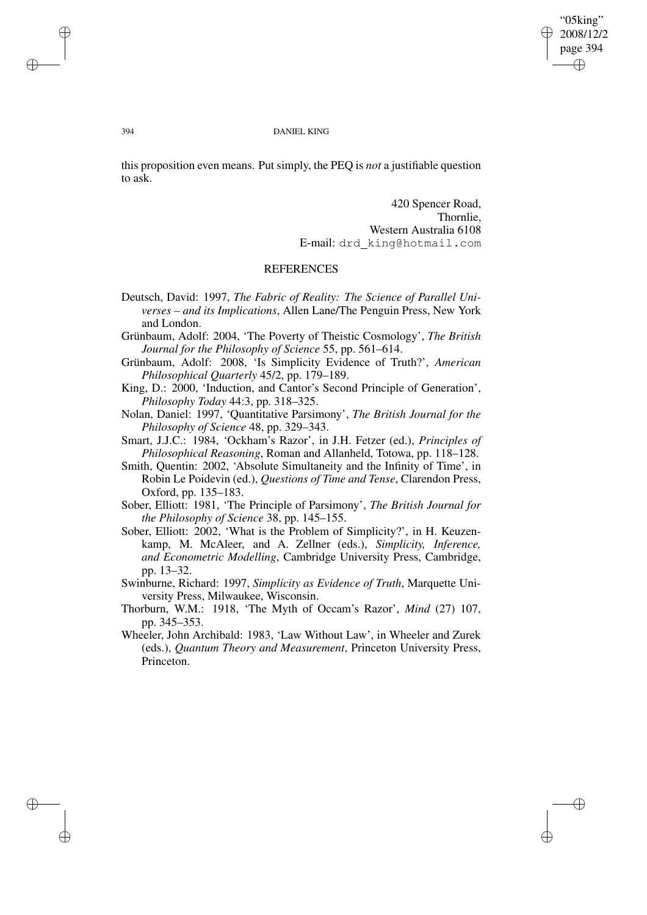this proposition even means. Put simply, the PEQ is *not* a justifiable question to ask.

420 Spencer Road,  
Thornlie,  
Western Australia 6108  
E-mail: drd_king@hotmail.com

## REFERENCES

Deutsch, David: 1997, *The Fabric of Reality: The Science of Parallel Universes – and its Implications*, Allen Lane/The Penguin Press, New York and London.

Grünbaum, Adolf: 2004, 'The Poverty of Theistic Cosmology', *The British Journal for the Philosophy of Science* 55, pp. 561–614.

Grünbaum, Adolf: 2008, 'Is Simplicity Evidence of Truth?', *American Philosophical Quarterly* 45/2, pp. 179–189.

King, D.: 2000, 'Induction, and Cantor's Second Principle of Generation', *Philosophy Today* 44:3, pp. 318–325.

Nolan, Daniel: 1997, 'Quantitative Parsimony', *The British Journal for the Philosophy of Science* 48, pp. 329–343.

Smart, J.J.C.: 1984, 'Ockham's Razor', in J.H. Fetzer (ed.), *Principles of Philosophical Reasoning*, Roman and Allanheld, Totowa, pp. 118–128.

Smith, Quentin: 2002, 'Absolute Simultaneity and the Infinity of Time', in Robin Le Poidevin (ed.), *Questions of Time and Tense*, Clarendon Press, Oxford, pp. 135–183.

Sober, Elliott: 1981, 'The Principle of Parsimony', *The British Journal for the Philosophy of Science* 38, pp. 145–155.

Sober, Elliott: 2002, 'What is the Problem of Simplicity?', in H. Keuzenkamp, M. McAleer, and A. Zellner (eds.), *Simplicity, Inference, and Econometric Modelling*, Cambridge University Press, Cambridge, pp. 13–32.

Swinburne, Richard: 1997, *Simplicity as Evidence of Truth*, Marquette University Press, Milwaukee, Wisconsin.

Thorburn, W.M.: 1918, 'The Myth of Occam's Razor', *Mind* (27) 107, pp. 345–353.

Wheeler, John Archibald: 1983, 'Law Without Law', in Wheeler and Zurek (eds.), *Quantum Theory and Measurement*, Princeton University Press, Princeton.